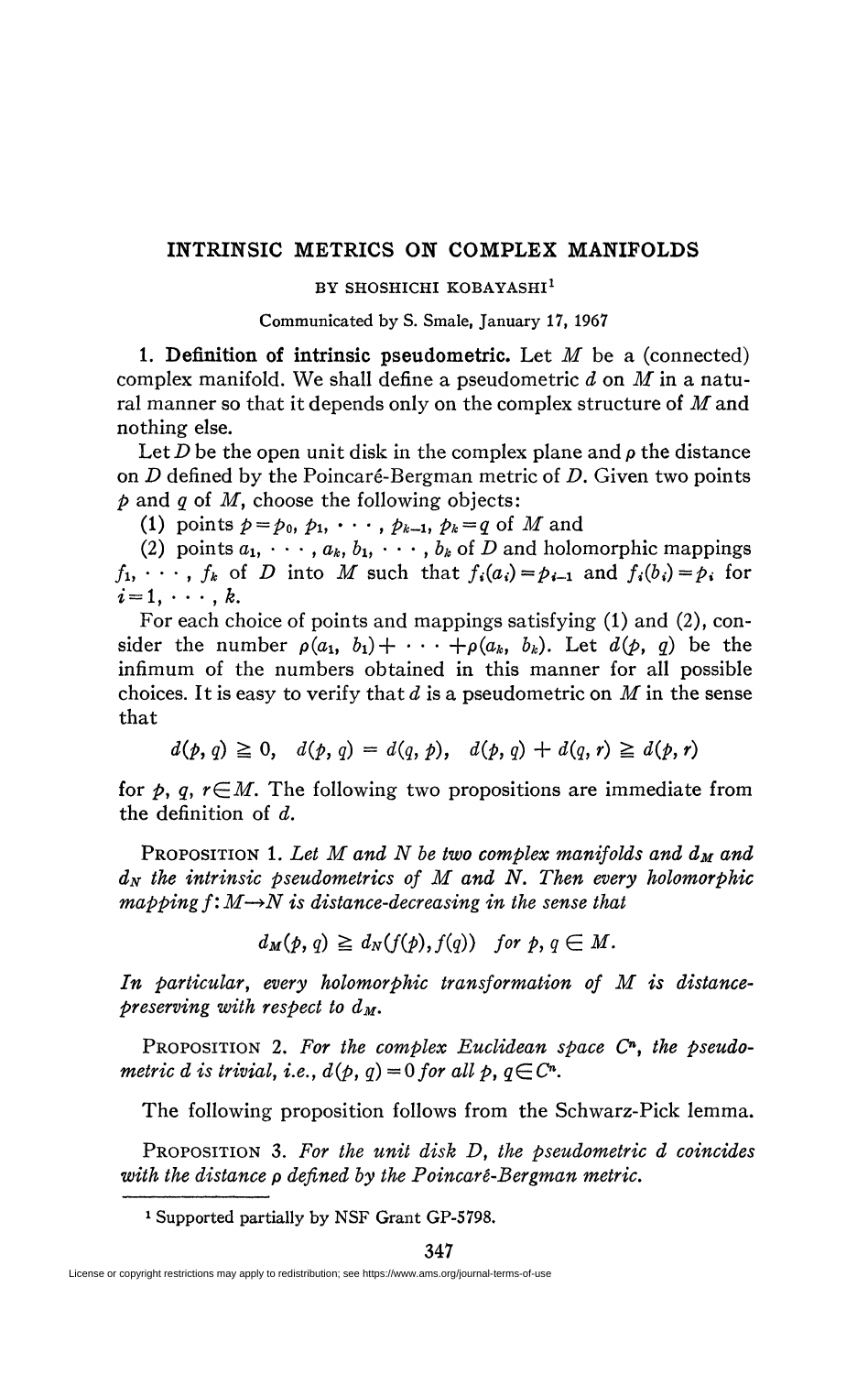# INTRINSIC METRICS ON COMPLEX MANIFOLDS

BY SHOSHICHI KOBAYASHI[1]

Communicated by S. Smale, January 17, 1967

**1. Definition of intrinsic pseudometric.** Let $M$ be a (connected) complex manifold. We shall define a pseudometric $d$ on $M$ in a natural manner so that it depends only on the complex structure of $M$ and nothing else.

Let $D$ be the open unit disk in the complex plane and $\rho$ the distance on $D$ defined by the Poincaré-Bergman metric of $D$. Given two points $p$ and $q$ of $M$, choose the following objects:

(1) points $p = p_0, p_1, \cdots, p_{k-1}, p_k = q$ of $M$ and

(2) points $a_1, \cdots, a_k, b_1, \cdots, b_k$ of $D$ and holomorphic mappings $f_1, \cdots, f_k$ of $D$ into $M$ such that $f_i(a_i) = p_{i-1}$ and $f_i(b_i) = p_i$ for $i = 1, \cdots, k$.

For each choice of points and mappings satisfying (1) and (2), consider the number $\rho(a_1, b_1) + \cdots + \rho(a_k, b_k)$. Let $d(p, q)$ be the infimum of the numbers obtained in this manner for all possible choices. It is easy to verify that $d$ is a pseudometric on $M$ in the sense that

$$d(p, q) \geqq 0, \quad d(p, q) = d(q, p), \quad d(p, q) + d(q, r) \geqq d(p, r)$$

for $p, q, r \in M$. The following two propositions are immediate from the definition of $d$.

PROPOSITION 1. *Let $M$ and $N$ be two complex manifolds and $d_M$ and $d_N$ the intrinsic pseudometrics of $M$ and $N$. Then every holomorphic mapping $f: M \to N$ is distance-decreasing in the sense that*

$$d_M(p, q) \geqq d_N(f(p), f(q)) \quad \text{for } p, q \in M.$$

*In particular, every holomorphic transformation of $M$ is distance-preserving with respect to $d_M$.*

PROPOSITION 2. *For the complex Euclidean space $C^n$, the pseudometric $d$ is trivial, i.e., $d(p, q) = 0$ for all $p, q \in C^n$.*

The following proposition follows from the Schwarz-Pick lemma.

PROPOSITION 3. *For the unit disk $D$, the pseudometric $d$ coincides with the distance $\rho$ defined by the Poincaré-Bergman metric.*

---

[1] Supported partially by NSF Grant GP-5798.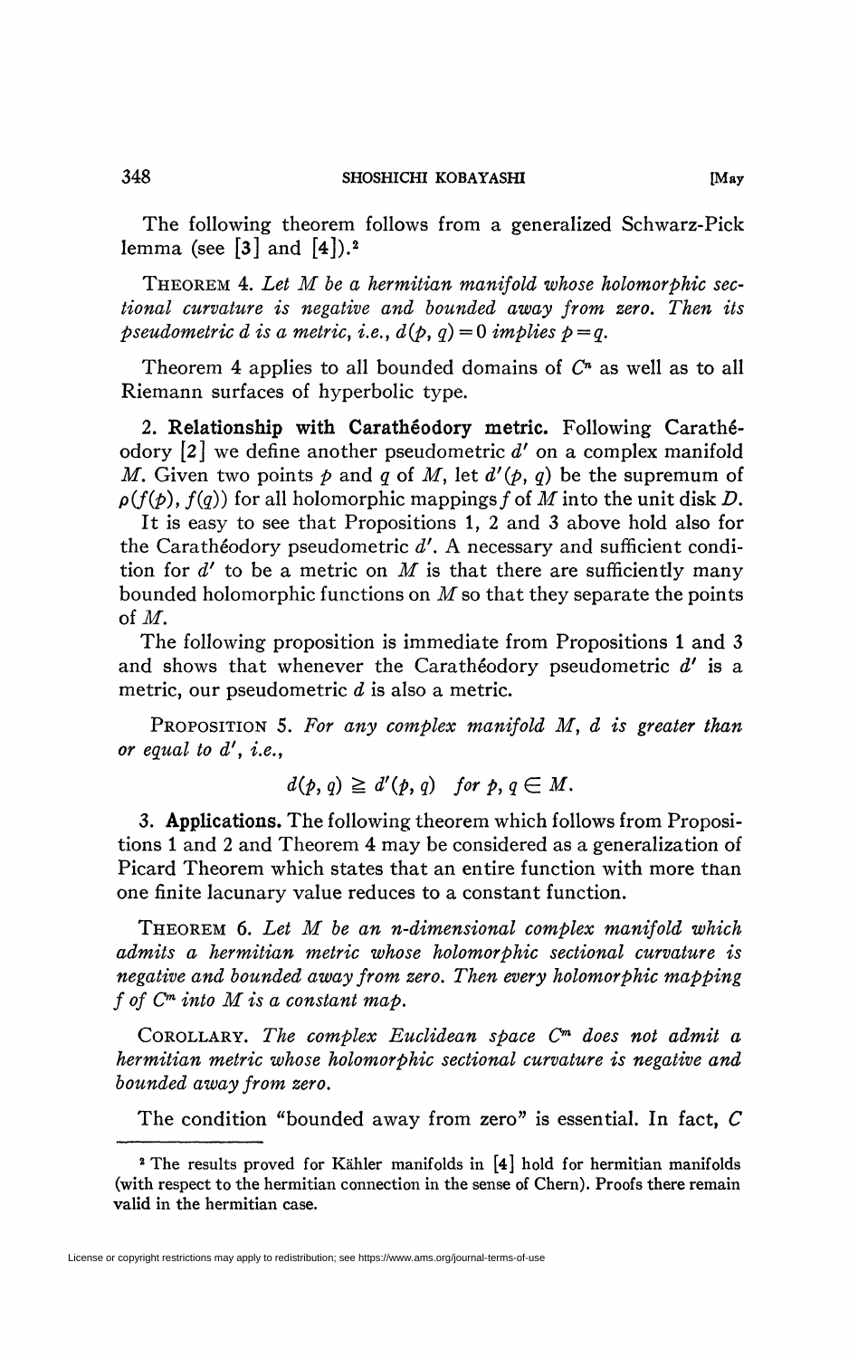The following theorem follows from a generalized Schwarz-Pick lemma (see [3] and [4]).[2]

THEOREM 4. *Let $M$ be a hermitian manifold whose holomorphic sectional curvature is negative and bounded away from zero. Then its pseudometric $d$ is a metric, i.e., $d(p, q) = 0$ implies $p = q$.*

Theorem 4 applies to all bounded domains of $C^n$ as well as to all Riemann surfaces of hyperbolic type.

**2. Relationship with Carathéodory metric.** Following Carathéodory [2] we define another pseudometric $d'$ on a complex manifold $M$. Given two points $p$ and $q$ of $M$, let $d'(p, q)$ be the supremum of $\rho(f(p), f(q))$ for all holomorphic mappings $f$ of $M$ into the unit disk $D$.

It is easy to see that Propositions 1, 2 and 3 above hold also for the Carathéodory pseudometric $d'$. A necessary and sufficient condition for $d'$ to be a metric on $M$ is that there are sufficiently many bounded holomorphic functions on $M$ so that they separate the points of $M$.

The following proposition is immediate from Propositions 1 and 3 and shows that whenever the Carathéodory pseudometric $d'$ is a metric, our pseudometric $d$ is also a metric.

PROPOSITION 5. *For any complex manifold $M$, $d$ is greater than or equal to $d'$, i.e.,*

$$d(p, q) \geqq d'(p, q) \quad \text{for } p, q \in M.$$

**3. Applications.** The following theorem which follows from Propositions 1 and 2 and Theorem 4 may be considered as a generalization of Picard Theorem which states that an entire function with more than one finite lacunary value reduces to a constant function.

THEOREM 6. *Let $M$ be an $n$-dimensional complex manifold which admits a hermitian metric whose holomorphic sectional curvature is negative and bounded away from zero. Then every holomorphic mapping $f$ of $C^m$ into $M$ is a constant map.*

COROLLARY. *The complex Euclidean space $C^m$ does not admit a hermitian metric whose holomorphic sectional curvature is negative and bounded away from zero.*

The condition "bounded away from zero" is essential. In fact, $C$

---

[2] The results proved for Kähler manifolds in [4] hold for hermitian manifolds (with respect to the hermitian connection in the sense of Chern). Proofs there remain valid in the hermitian case.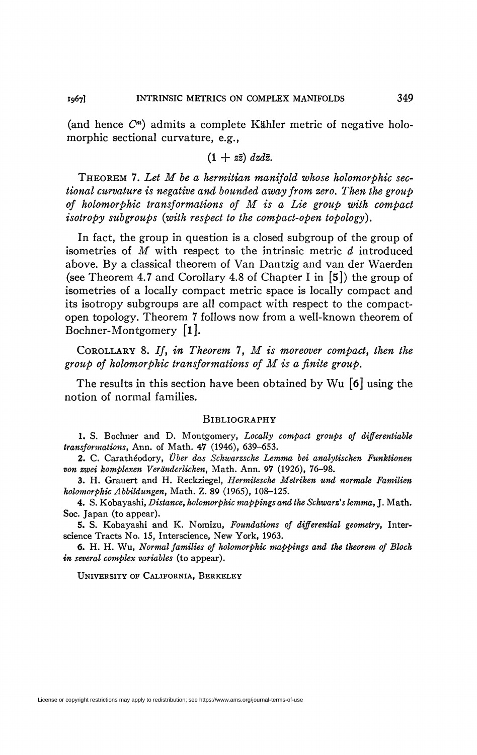(and hence $C^m$) admits a complete Kähler metric of negative holomorphic sectional curvature, e.g.,

$$(1 + z\bar{z})\, dz d\bar{z}.$$

THEOREM 7. *Let $M$ be a hermitian manifold whose holomorphic sectional curvature is negative and bounded away from zero. Then the group of holomorphic transformations of $M$ is a Lie group with compact isotropy subgroups (with respect to the compact-open topology).*

In fact, the group in question is a closed subgroup of the group of isometries of $M$ with respect to the intrinsic metric $d$ introduced above. By a classical theorem of Van Dantzig and van der Waerden (see Theorem 4.7 and Corollary 4.8 of Chapter I in [5]) the group of isometries of a locally compact metric space is locally compact and its isotropy subgroups are all compact with respect to the compact-open topology. Theorem 7 follows now from a well-known theorem of Bochner-Montgomery [1].

COROLLARY 8. *If, in Theorem 7, $M$ is moreover compact, then the group of holomorphic transformations of $M$ is a finite group.*

The results in this section have been obtained by Wu [6] using the notion of normal families.

## BIBLIOGRAPHY

1. S. Bochner and D. Montgomery, *Locally compact groups of differentiable transformations*, Ann. of Math. 47 (1946), 639–653.
2. C. Carathéodory, *Über das Schwarzsche Lemma bei analytischen Funktionen von zwei komplexen Veränderlichen*, Math. Ann. 97 (1926), 76–98.
3. H. Grauert and H. Reckziegel, *Hermitesche Metriken und normale Familien holomorpher Abbildungen*, Math. Z. 89 (1965), 108–125.
4. S. Kobayashi, *Distance, holomorphic mappings and the Schwarz's lemma*, J. Math. Soc. Japan (to appear).
5. S. Kobayashi and K. Nomizu, *Foundations of differential geometry*, Interscience Tracts No. 15, Interscience, New York, 1963.
6. H. H. Wu, *Normal families of holomorphic mappings and the theorem of Bloch in several complex variables* (to appear).

UNIVERSITY OF CALIFORNIA, BERKELEY